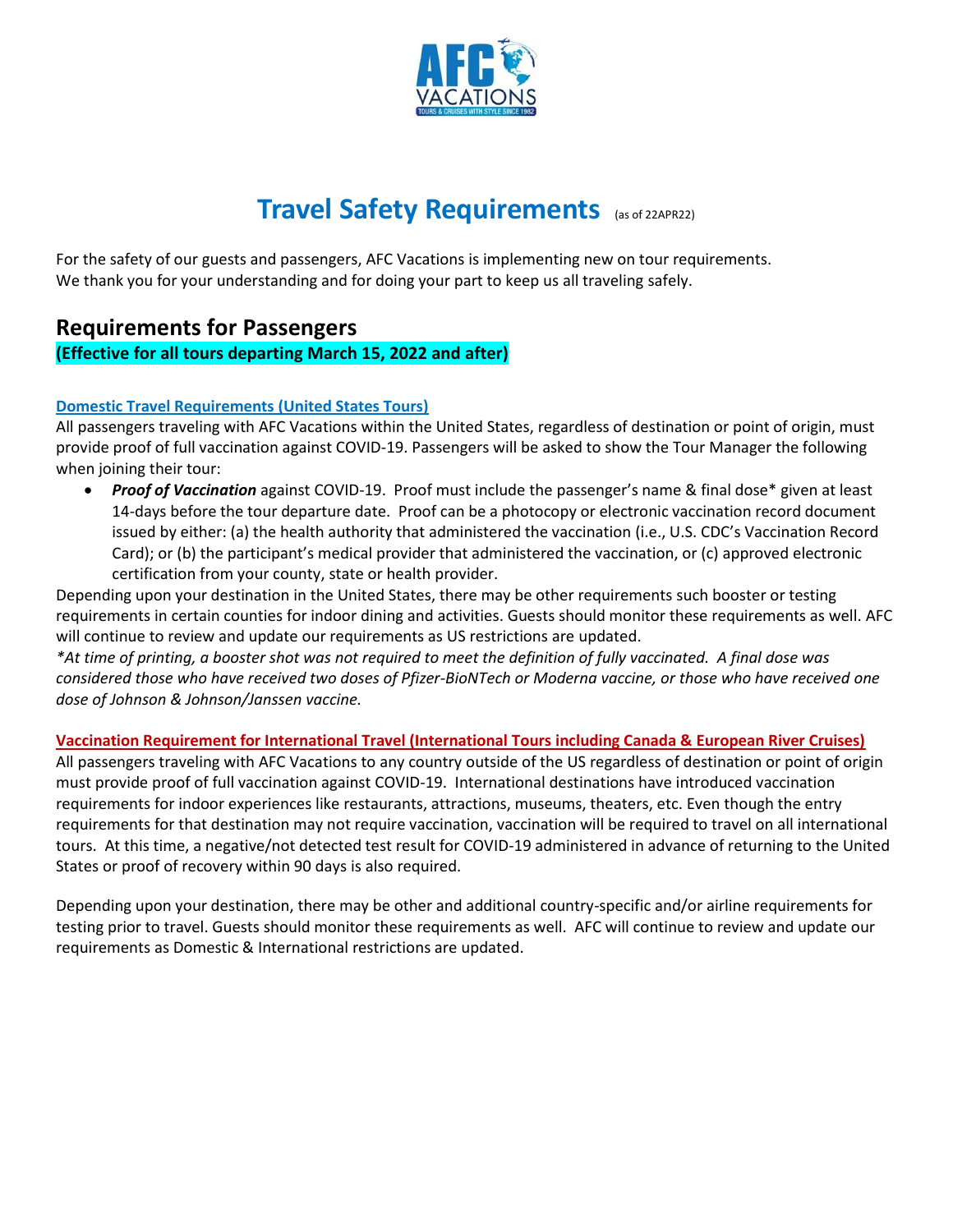# Travel Safety Requirements (as of 22APR22)

For the safety of our guests and passengers, AFC Vacations is implementing new on tour requirements.
We thank you for your understanding and for doing your part to keep us all traveling safely.

## Requirements for Passengers

**(Effective for all tours departing March 15, 2022 and after)**

### Domestic Travel Requirements (United States Tours)

All passengers traveling with AFC Vacations within the United States, regardless of destination or point of origin, must provide proof of full vaccination against COVID-19. Passengers will be asked to show the Tour Manager the following when joining their tour:

- ***Proof of Vaccination*** against COVID-19. Proof must include the passenger's name & final dose* given at least 14-days before the tour departure date. Proof can be a photocopy or electronic vaccination record document issued by either: (a) the health authority that administered the vaccination (i.e., U.S. CDC's Vaccination Record Card); or (b) the participant's medical provider that administered the vaccination, or (c) approved electronic certification from your county, state or health provider.

Depending upon your destination in the United States, there may be other requirements such booster or testing requirements in certain counties for indoor dining and activities. Guests should monitor these requirements as well. AFC will continue to review and update our requirements as US restrictions are updated.

*\*At time of printing, a booster shot was not required to meet the definition of fully vaccinated. A final dose was considered those who have received two doses of Pfizer-BioNTech or Moderna vaccine, or those who have received one dose of Johnson & Johnson/Janssen vaccine.*

### Vaccination Requirement for International Travel (International Tours including Canada & European River Cruises)

All passengers traveling with AFC Vacations to any country outside of the US regardless of destination or point of origin must provide proof of full vaccination against COVID-19. International destinations have introduced vaccination requirements for indoor experiences like restaurants, attractions, museums, theaters, etc. Even though the entry requirements for that destination may not require vaccination, vaccination will be required to travel on all international tours. At this time, a negative/not detected test result for COVID-19 administered in advance of returning to the United States or proof of recovery within 90 days is also required.

Depending upon your destination, there may be other and additional country-specific and/or airline requirements for testing prior to travel. Guests should monitor these requirements as well. AFC will continue to review and update our requirements as Domestic & International restrictions are updated.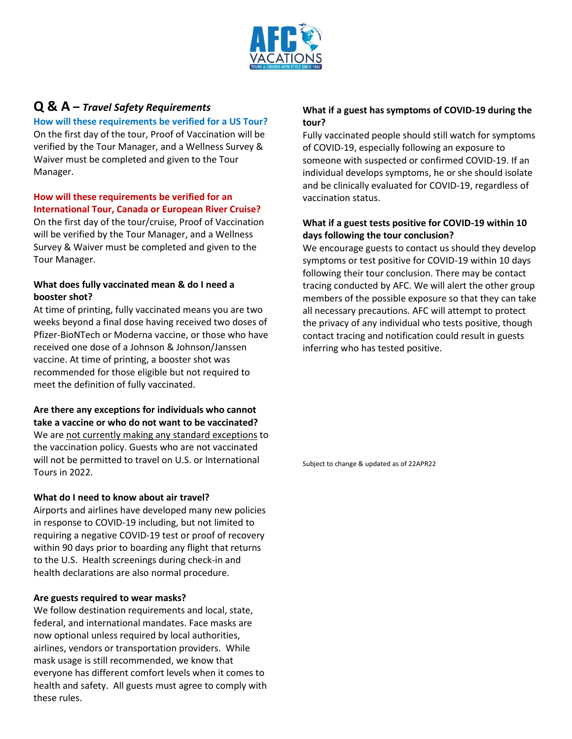## Q & A – *Travel Safety Requirements*

**How will these requirements be verified for a US Tour?**

On the first day of the tour, Proof of Vaccination will be verified by the Tour Manager, and a Wellness Survey & Waiver must be completed and given to the Tour Manager.

**How will these requirements be verified for an International Tour, Canada or European River Cruise?**

On the first day of the tour/cruise, Proof of Vaccination will be verified by the Tour Manager, and a Wellness Survey & Waiver must be completed and given to the Tour Manager.

**What does fully vaccinated mean & do I need a booster shot?**

At time of printing, fully vaccinated means you are two weeks beyond a final dose having received two doses of Pfizer-BioNTech or Moderna vaccine, or those who have received one dose of a Johnson & Johnson/Janssen vaccine. At time of printing, a booster shot was recommended for those eligible but not required to meet the definition of fully vaccinated.

**Are there any exceptions for individuals who cannot take a vaccine or who do not want to be vaccinated?**

We are <u>not currently making any standard exceptions</u> to the vaccination policy. Guests who are not vaccinated will not be permitted to travel on U.S. or International Tours in 2022.

**What do I need to know about air travel?**

Airports and airlines have developed many new policies in response to COVID-19 including, but not limited to requiring a negative COVID-19 test or proof of recovery within 90 days prior to boarding any flight that returns to the U.S. Health screenings during check-in and health declarations are also normal procedure.

**Are guests required to wear masks?**

We follow destination requirements and local, state, federal, and international mandates. Face masks are now optional unless required by local authorities, airlines, vendors or transportation providers. While mask usage is still recommended, we know that everyone has different comfort levels when it comes to health and safety. All guests must agree to comply with these rules.

**What if a guest has symptoms of COVID-19 during the tour?**

Fully vaccinated people should still watch for symptoms of COVID-19, especially following an exposure to someone with suspected or confirmed COVID-19. If an individual develops symptoms, he or she should isolate and be clinically evaluated for COVID-19, regardless of vaccination status.

**What if a guest tests positive for COVID-19 within 10 days following the tour conclusion?**

We encourage guests to contact us should they develop symptoms or test positive for COVID-19 within 10 days following their tour conclusion. There may be contact tracing conducted by AFC. We will alert the other group members of the possible exposure so that they can take all necessary precautions. AFC will attempt to protect the privacy of any individual who tests positive, though contact tracing and notification could result in guests inferring who has tested positive.

Subject to change & updated as of 22APR22